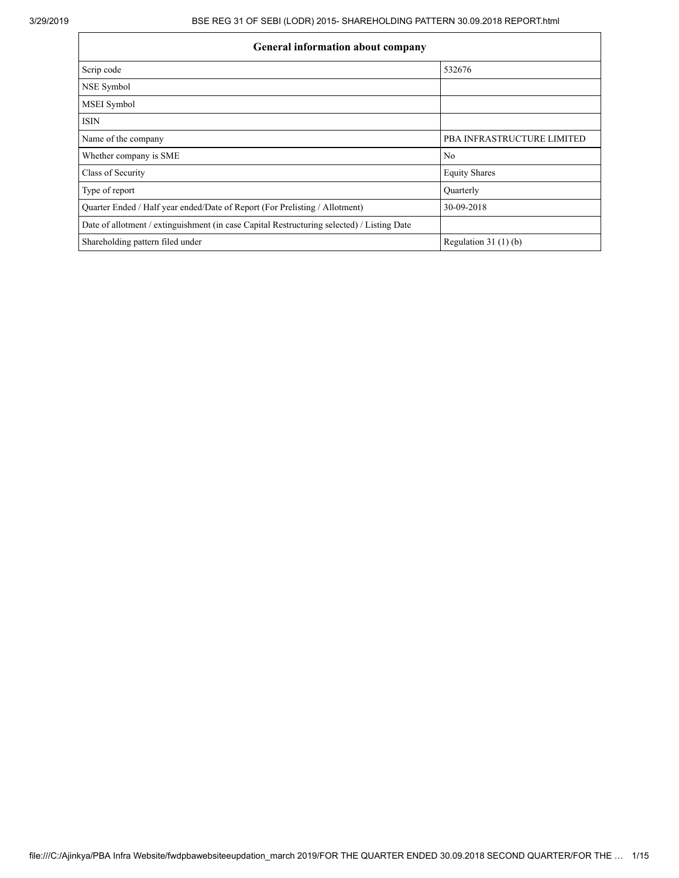| General information about company | |
|---|---|
| Scrip code | 532676 |
| NSE Symbol | |
| MSEI Symbol | |
| ISIN | |
| Name of the company | PBA INFRASTRUCTURE LIMITED |
| Whether company is SME | No |
| Class of Security | Equity Shares |
| Type of report | Quarterly |
| Quarter Ended / Half year ended/Date of Report (For Prelisting / Allotment) | 30-09-2018 |
| Date of allotment / extinguishment (in case Capital Restructuring selected) / Listing Date | |
| Shareholding pattern filed under | Regulation 31 (1) (b) |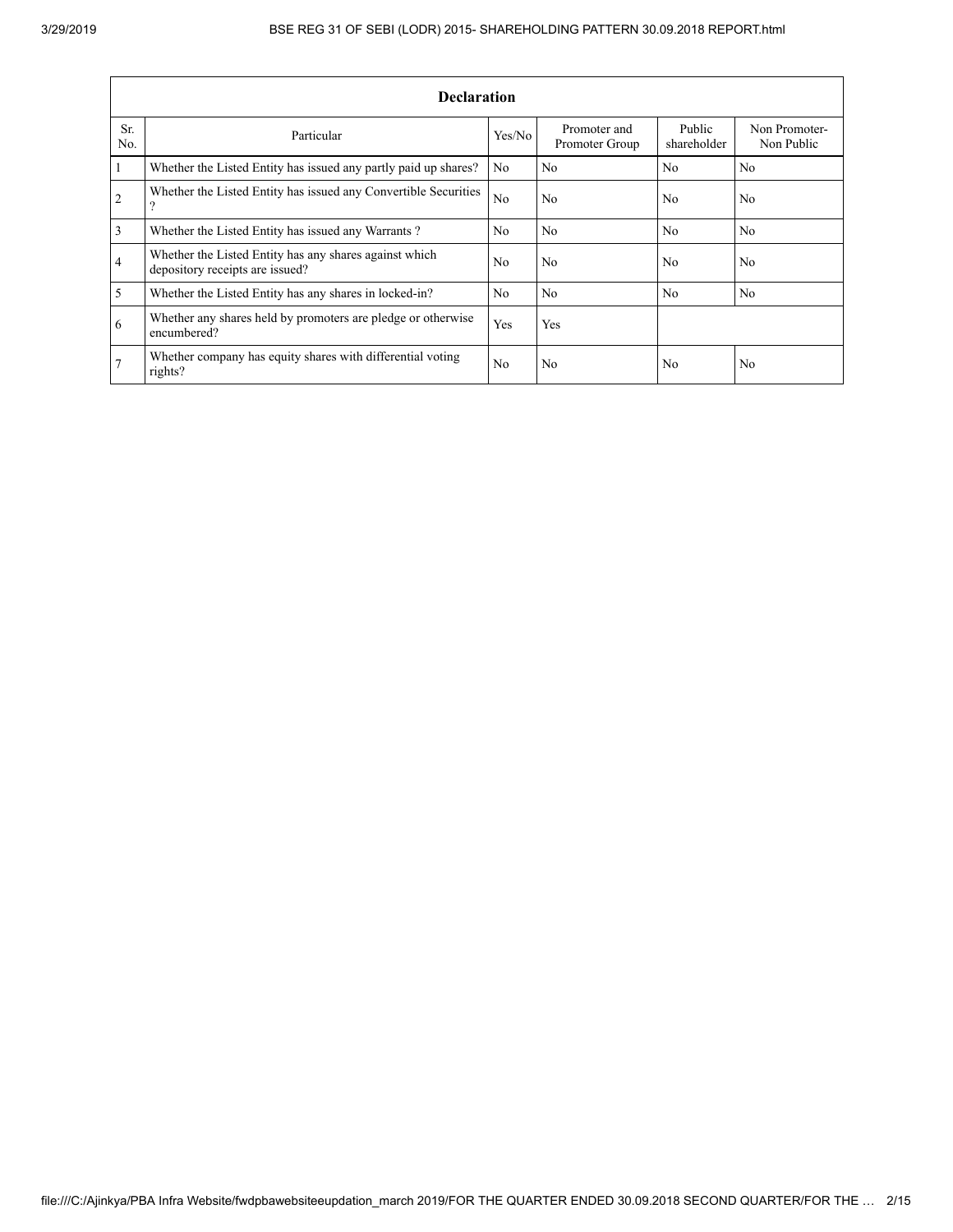| Declaration | | | | | |
|---|---|---|---|---|---|
| Sr. No. | Particular | Yes/No | Promoter and Promoter Group | Public shareholder | Non Promoter- Non Public |
| 1 | Whether the Listed Entity has issued any partly paid up shares? | No | No | No | No |
| 2 | Whether the Listed Entity has issued any Convertible Securities ? | No | No | No | No |
| 3 | Whether the Listed Entity has issued any Warrants ? | No | No | No | No |
| 4 | Whether the Listed Entity has any shares against which depository receipts are issued? | No | No | No | No |
| 5 | Whether the Listed Entity has any shares in locked-in? | No | No | No | No |
| 6 | Whether any shares held by promoters are pledge or otherwise encumbered? | Yes | Yes | | |
| 7 | Whether company has equity shares with differential voting rights? | No | No | No | No |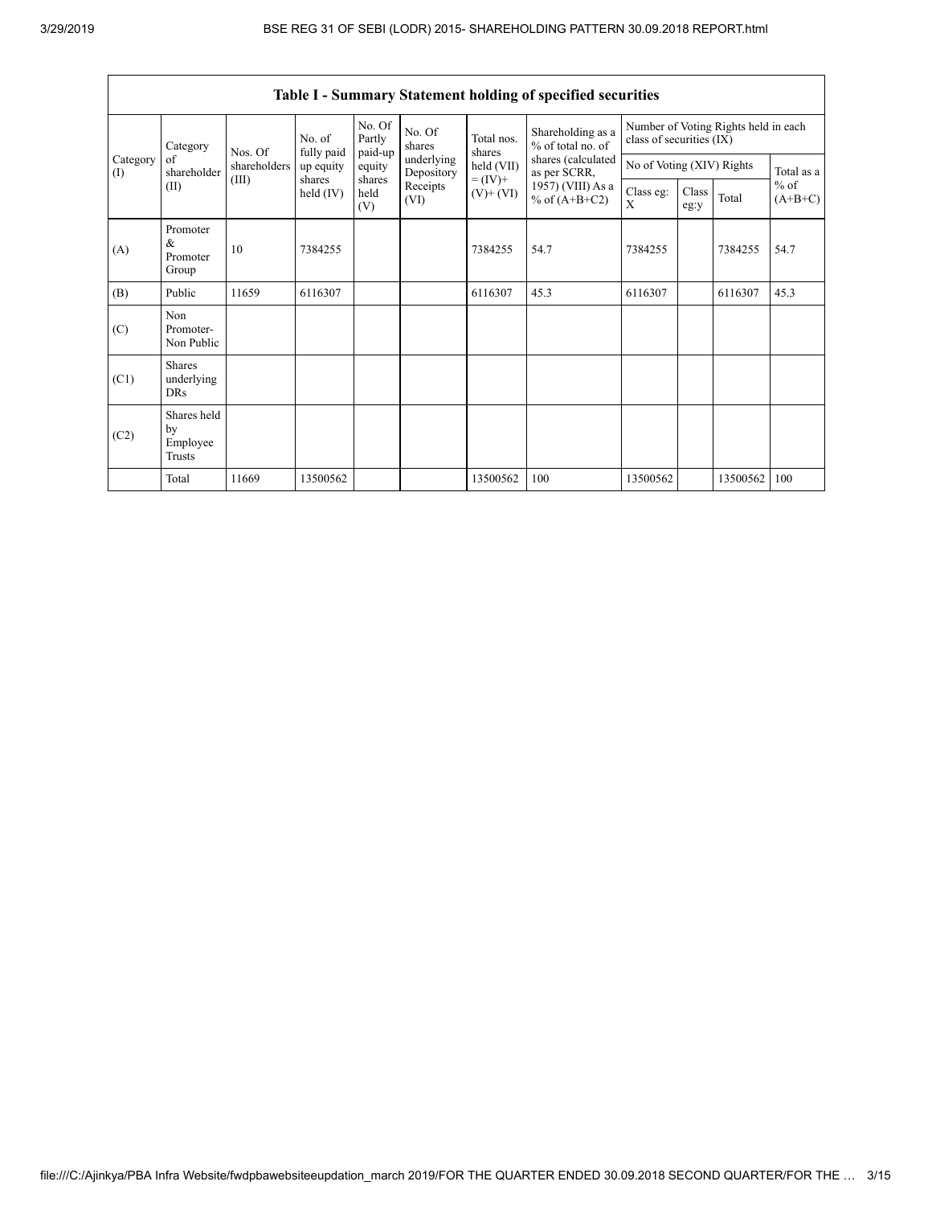| Table I - Summary Statement holding of specified securities | | | | | | | | | | | | |
|---|---|---|---|---|---|---|---|---|---|---|---|---|
| Category (I) | Category of shareholder (II) | Nos. Of shareholders (III) | No. of fully paid up equity shares held (IV) | No. Of Partly paid-up equity shares held (V) | No. Of shares underlying Depository Receipts (VI) | Total nos. shares held (VII) = (IV)+ (V)+ (VI) | Shareholding as a % of total no. of shares (calculated as per SCRR, 1957) (VIII) As a % of (A+B+C2) | Number of Voting Rights held in each class of securities (IX) | | | |
| | | | | | | | | No of Voting (XIV) Rights | | | Total as a % of (A+B+C) |
| | | | | | | | | Class eg: X | Class eg:y | Total | |
| (A) | Promoter & Promoter Group | 10 | 7384255 | | | 7384255 | 54.7 | 7384255 | | 7384255 | 54.7 |
| (B) | Public | 11659 | 6116307 | | | 6116307 | 45.3 | 6116307 | | 6116307 | 45.3 |
| (C) | Non Promoter- Non Public | | | | | | | | | | |
| (C1) | Shares underlying DRs | | | | | | | | | | |
| (C2) | Shares held by Employee Trusts | | | | | | | | | | |
| | Total | 11669 | 13500562 | | | 13500562 | 100 | 13500562 | | 13500562 | 100 |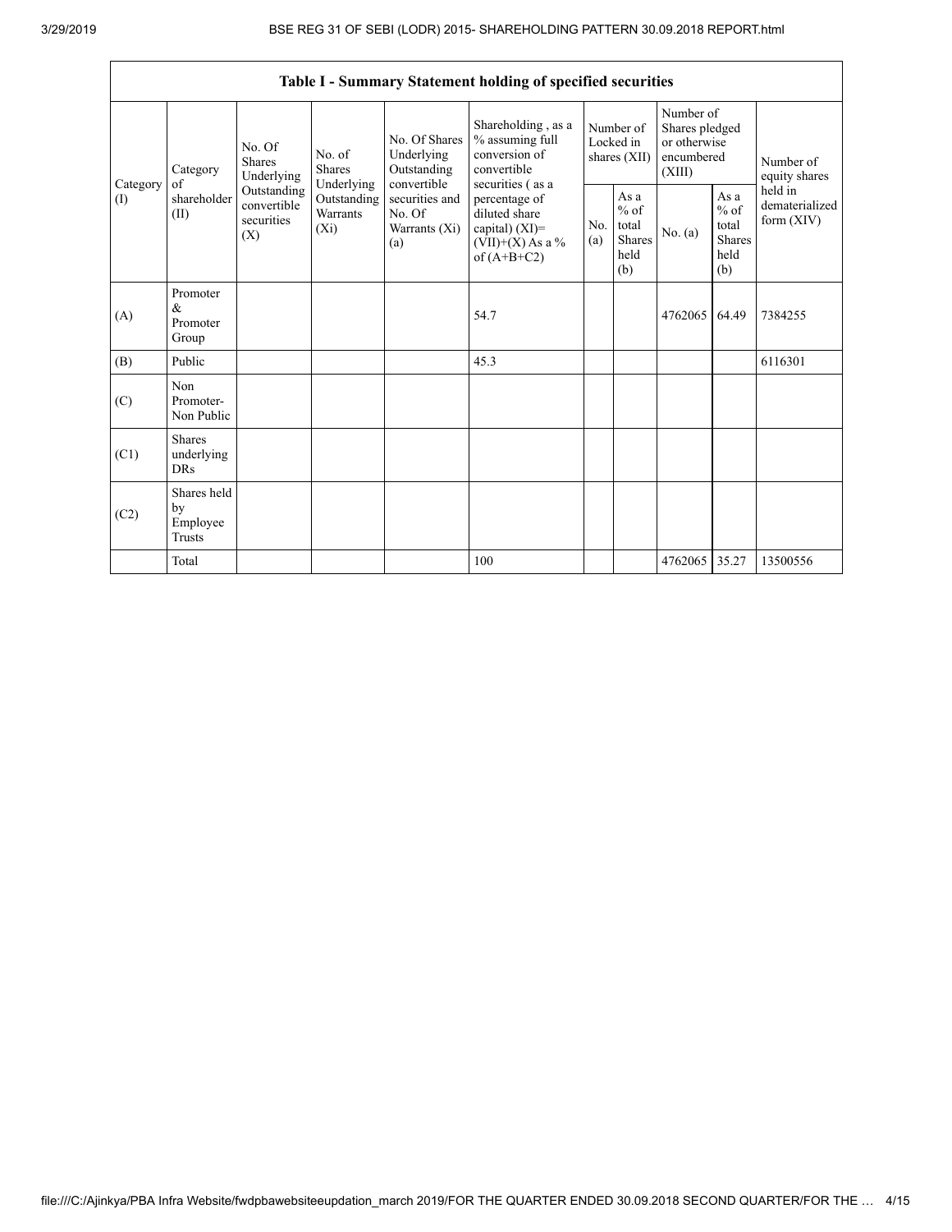| Table I - Summary Statement holding of specified securities | | | | | | | | | | |
|---|---|---|---|---|---|---|---|---|---|---|
| Category (I) | Category of shareholder (II) | No. Of Shares Underlying Outstanding convertible securities (X) | No. of Shares Underlying Outstanding Warrants (Xi) | No. Of Shares Underlying Outstanding convertible securities and No. Of Warrants (Xi) (a) | Shareholding , as a % assuming full conversion of convertible securities ( as a percentage of diluted share capital) (XI)= (VII)+(X) As a % of (A+B+C2) | Number of Locked in shares (XII) | | Number of Shares pledged or otherwise encumbered (XIII) | | Number of equity shares held in dematerialized form (XIV) |
| | | | | | | No. (a) | As a % of total Shares held (b) | No. (a) | As a % of total Shares held (b) | |
| (A) | Promoter & Promoter Group | | | | 54.7 | | | 4762065 | 64.49 | 7384255 |
| (B) | Public | | | | 45.3 | | | | | 6116301 |
| (C) | Non Promoter- Non Public | | | | | | | | | |
| (C1) | Shares underlying DRs | | | | | | | | | |
| (C2) | Shares held by Employee Trusts | | | | | | | | | |
| | Total | | | | 100 | | | 4762065 | 35.27 | 13500556 |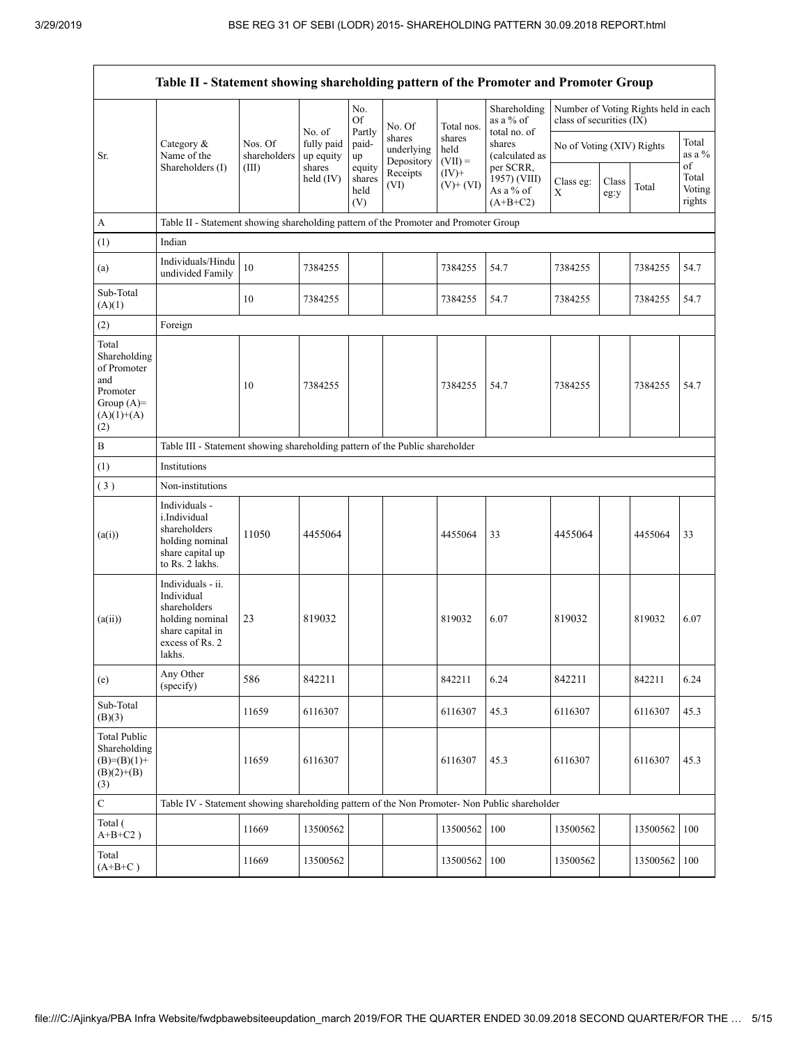| Table II - Statement showing shareholding pattern of the Promoter and Promoter Group | | | | | | | | | | | |
|---|---|---|---|---|---|---|---|---|---|---|---|
| Sr. | Category & Name of the Shareholders (I) | Nos. Of shareholders (III) | No. of fully paid up equity shares held (IV) | No. Of Partly paid-up equity shares held (V) | No. Of shares underlying Depository Receipts (VI) | Total nos. shares held (VII) = (IV)+ (V)+ (VI) | Shareholding as a % of total no. of shares (calculated as per SCRR, 1957) (VIII) As a % of (A+B+C2) | Number of Voting Rights held in each class of securities (IX) | | | |
| | | | | | | | | No of Voting (XIV) Rights | | | Total as a % of Total Voting rights |
| | | | | | | | | Class eg: X | Class eg:y | Total | |
| A | Table II - Statement showing shareholding pattern of the Promoter and Promoter Group | | | | | | | | | | |
| (1) | Indian | | | | | | | | | | |
| (a) | Individuals/Hindu undivided Family | 10 | 7384255 | | | 7384255 | 54.7 | 7384255 | | 7384255 | 54.7 |
| Sub-Total (A)(1) | | 10 | 7384255 | | | 7384255 | 54.7 | 7384255 | | 7384255 | 54.7 |
| (2) | Foreign | | | | | | | | | | |
| Total Shareholding of Promoter and Promoter Group (A)=(A)(1)+(A)(2) | | 10 | 7384255 | | | 7384255 | 54.7 | 7384255 | | 7384255 | 54.7 |
| B | Table III - Statement showing shareholding pattern of the Public shareholder | | | | | | | | | | |
| (1) | Institutions | | | | | | | | | | |
| (3) | Non-institutions | | | | | | | | | | |
| (a(i)) | Individuals - i.Individual shareholders holding nominal share capital up to Rs. 2 lakhs. | 11050 | 4455064 | | | 4455064 | 33 | 4455064 | | 4455064 | 33 |
| (a(ii)) | Individuals - ii. Individual shareholders holding nominal share capital in excess of Rs. 2 lakhs. | 23 | 819032 | | | 819032 | 6.07 | 819032 | | 819032 | 6.07 |
| (e) | Any Other (specify) | 586 | 842211 | | | 842211 | 6.24 | 842211 | | 842211 | 6.24 |
| Sub-Total (B)(3) | | 11659 | 6116307 | | | 6116307 | 45.3 | 6116307 | | 6116307 | 45.3 |
| Total Public Shareholding (B)=(B)(1)+(B)(2)+(B)(3) | | 11659 | 6116307 | | | 6116307 | 45.3 | 6116307 | | 6116307 | 45.3 |
| C | Table IV - Statement showing shareholding pattern of the Non Promoter- Non Public shareholder | | | | | | | | | | |
| Total ( A+B+C2 ) | | 11669 | 13500562 | | | 13500562 | 100 | 13500562 | | 13500562 | 100 |
| Total (A+B+C ) | | 11669 | 13500562 | | | 13500562 | 100 | 13500562 | | 13500562 | 100 |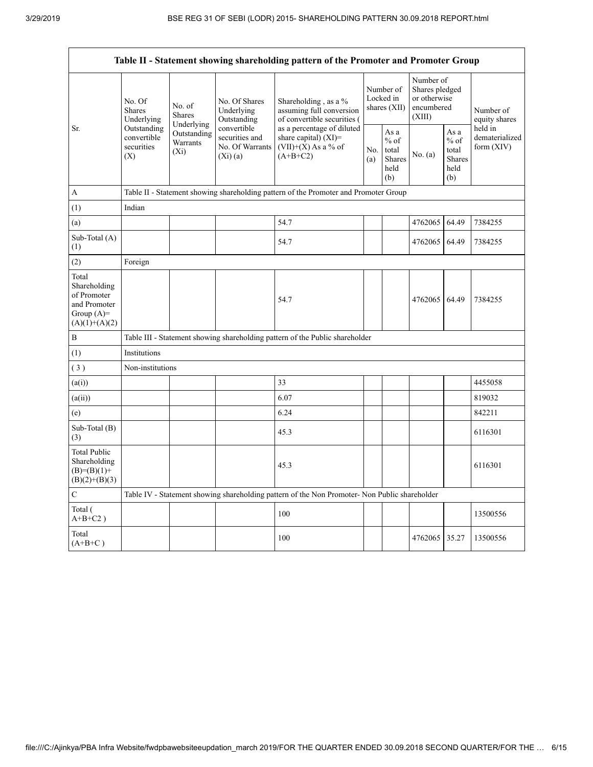| Table II - Statement showing shareholding pattern of the Promoter and Promoter Group | | | | | | | | | |
|---|---|---|---|---|---|---|---|---|---|
| Sr. | No. Of Shares Underlying Outstanding convertible securities (X) | No. of Shares Underlying Outstanding Warrants (Xi) | No. Of Shares Underlying Outstanding convertible securities and No. Of Warrants (Xi) (a) | Shareholding , as a % assuming full conversion of convertible securities ( as a percentage of diluted share capital) (XI)= (VII)+(X) As a % of (A+B+C2) | Number of Locked in shares (XII) | | Number of Shares pledged or otherwise encumbered (XIII) | | Number of equity shares held in dematerialized form (XIV) |
| | | | | | No. (a) | As a % of total Shares held (b) | No. (a) | As a % of total Shares held (b) | |
| A | Table II - Statement showing shareholding pattern of the Promoter and Promoter Group | | | | | | | | |
| (1) | Indian | | | | | | | | |
| (a) | | | | 54.7 | | | 4762065 | 64.49 | 7384255 |
| Sub-Total (A) (1) | | | | 54.7 | | | 4762065 | 64.49 | 7384255 |
| (2) | Foreign | | | | | | | | |
| Total Shareholding of Promoter and Promoter Group (A)= (A)(1)+(A)(2) | | | | 54.7 | | | 4762065 | 64.49 | 7384255 |
| B | Table III - Statement showing shareholding pattern of the Public shareholder | | | | | | | | |
| (1) | Institutions | | | | | | | | |
| ( 3 ) | Non-institutions | | | | | | | | |
| (a(i)) | | | | 33 | | | | | 4455058 |
| (a(ii)) | | | | 6.07 | | | | | 819032 |
| (e) | | | | 6.24 | | | | | 842211 |
| Sub-Total (B) (3) | | | | 45.3 | | | | | 6116301 |
| Total Public Shareholding (B)=(B)(1)+(B)(2)+(B)(3) | | | | 45.3 | | | | | 6116301 |
| C | Table IV - Statement showing shareholding pattern of the Non Promoter- Non Public shareholder | | | | | | | | |
| Total ( A+B+C2 ) | | | | 100 | | | | | 13500556 |
| Total (A+B+C ) | | | | 100 | | | 4762065 | 35.27 | 13500556 |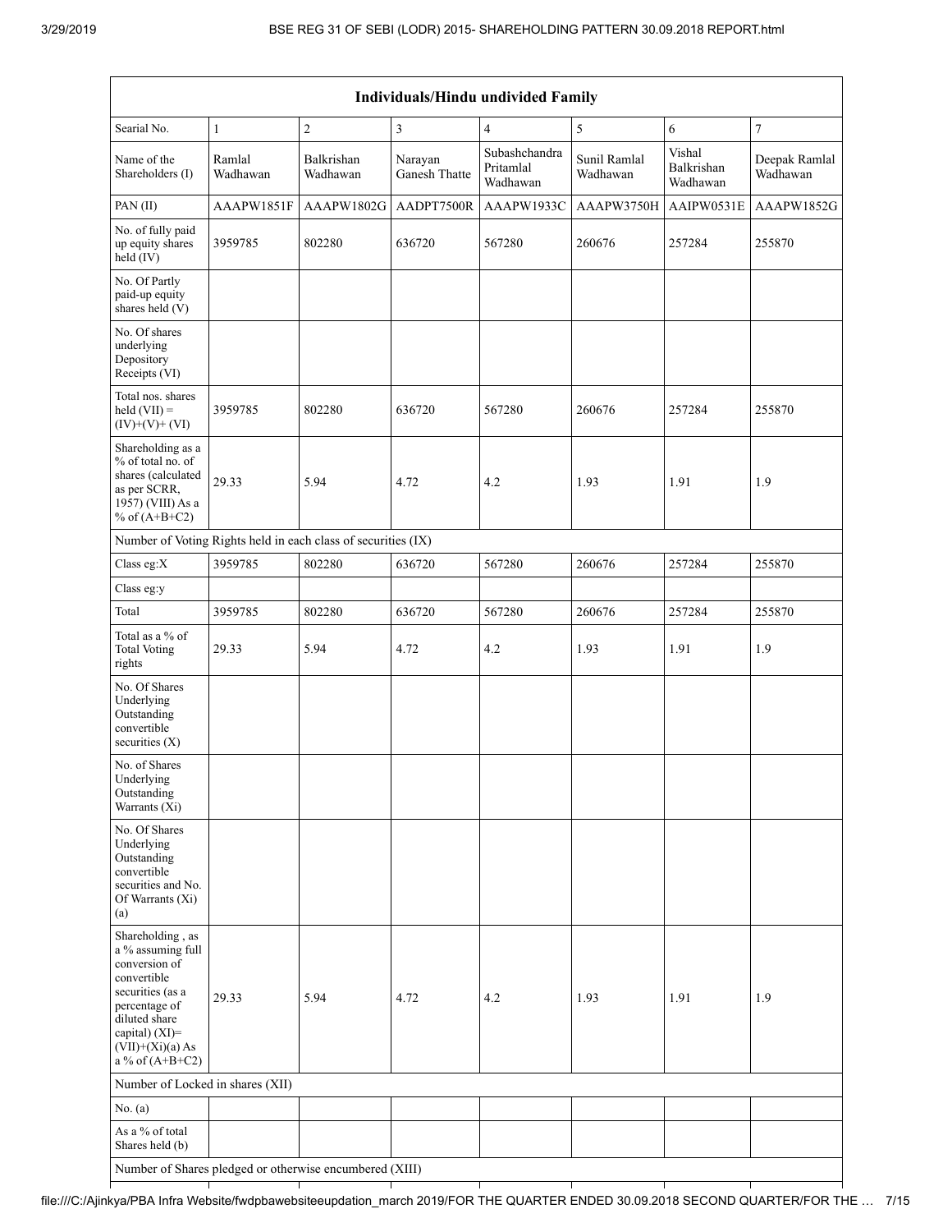| Individuals/Hindu undivided Family | | | | | | | |
|---|---|---|---|---|---|---|---|
| Searial No. | 1 | 2 | 3 | 4 | 5 | 6 | 7 |
| Name of the Shareholders (I) | Ramlal Wadhawan | Balkrishan Wadhawan | Narayan Ganesh Thatte | Subashchandra Pritamlal Wadhawan | Sunil Ramlal Wadhawan | Vishal Balkrishan Wadhawan | Deepak Ramlal Wadhawan |
| PAN (II) | AAAPW1851F | AAAPW1802G | AADPT7500R | AAAPW1933C | AAAPW3750H | AAIPW0531E | AAAPW1852G |
| No. of fully paid up equity shares held (IV) | 3959785 | 802280 | 636720 | 567280 | 260676 | 257284 | 255870 |
| No. Of Partly paid-up equity shares held (V) | | | | | | | |
| No. Of shares underlying Depository Receipts (VI) | | | | | | | |
| Total nos. shares held (VII) = (IV)+(V)+ (VI) | 3959785 | 802280 | 636720 | 567280 | 260676 | 257284 | 255870 |
| Shareholding as a % of total no. of shares (calculated as per SCRR, 1957) (VIII) As a % of (A+B+C2) | 29.33 | 5.94 | 4.72 | 4.2 | 1.93 | 1.91 | 1.9 |
| Number of Voting Rights held in each class of securities (IX) | | | | | | | |
| Class eg:X | 3959785 | 802280 | 636720 | 567280 | 260676 | 257284 | 255870 |
| Class eg:y | | | | | | | |
| Total | 3959785 | 802280 | 636720 | 567280 | 260676 | 257284 | 255870 |
| Total as a % of Total Voting rights | 29.33 | 5.94 | 4.72 | 4.2 | 1.93 | 1.91 | 1.9 |
| No. Of Shares Underlying Outstanding convertible securities (X) | | | | | | | |
| No. of Shares Underlying Outstanding Warrants (Xi) | | | | | | | |
| No. Of Shares Underlying Outstanding convertible securities and No. Of Warrants (Xi) (a) | | | | | | | |
| Shareholding , as a % assuming full conversion of convertible securities (as a percentage of diluted share capital) (XI)= (VII)+(Xi)(a) As a % of (A+B+C2) | 29.33 | 5.94 | 4.72 | 4.2 | 1.93 | 1.91 | 1.9 |
| Number of Locked in shares (XII) | | | | | | | |
| No. (a) | | | | | | | |
| As a % of total Shares held (b) | | | | | | | |
| Number of Shares pledged or otherwise encumbered (XIII) | | | | | | | |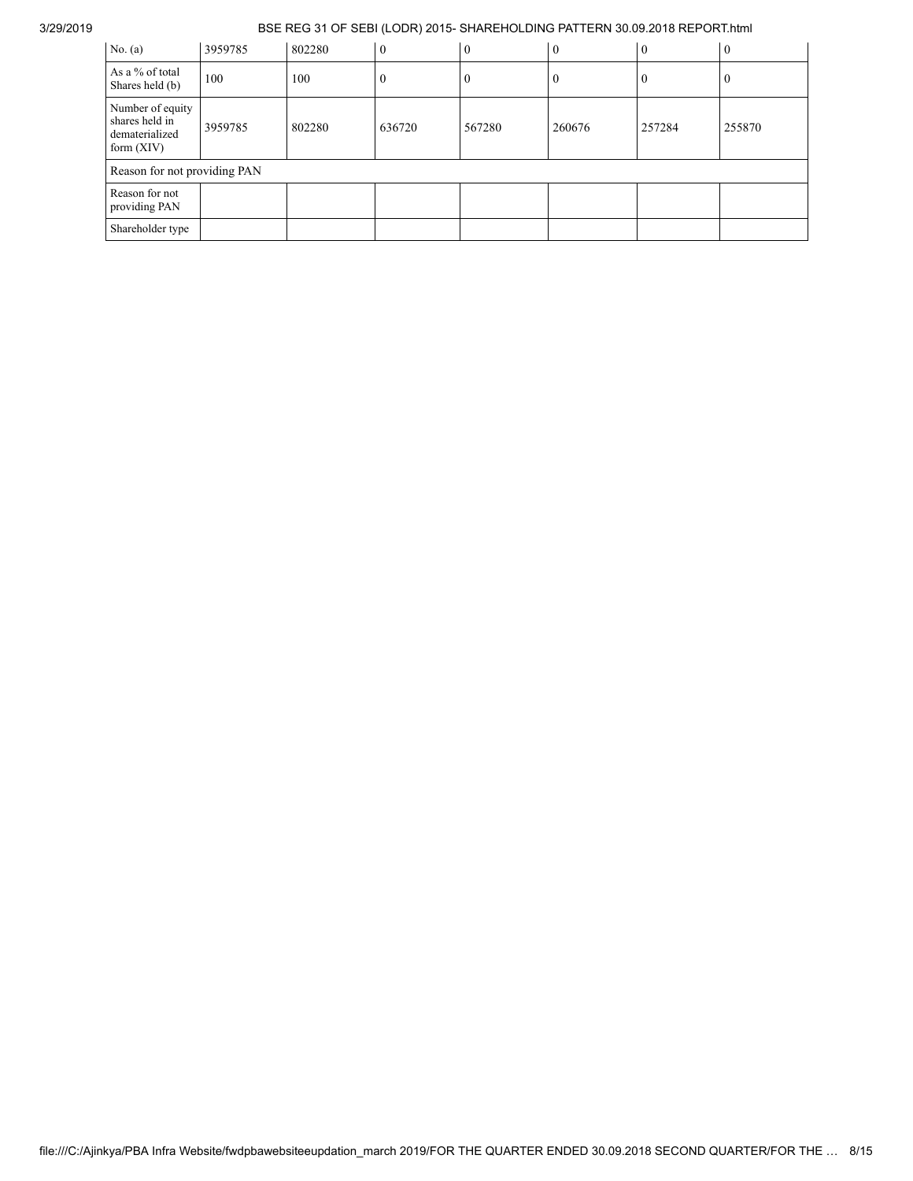| No. (a) | 3959785 | 802280 | 0 | 0 | 0 | 0 | 0 |
|---|---|---|---|---|---|---|---|
| As a % of total Shares held (b) | 100 | 100 | 0 | 0 | 0 | 0 | 0 |
| Number of equity shares held in dematerialized form (XIV) | 3959785 | 802280 | 636720 | 567280 | 260676 | 257284 | 255870 |
| Reason for not providing PAN | | | | | | | |
| Reason for not providing PAN | | | | | | | |
| Shareholder type | | | | | | | |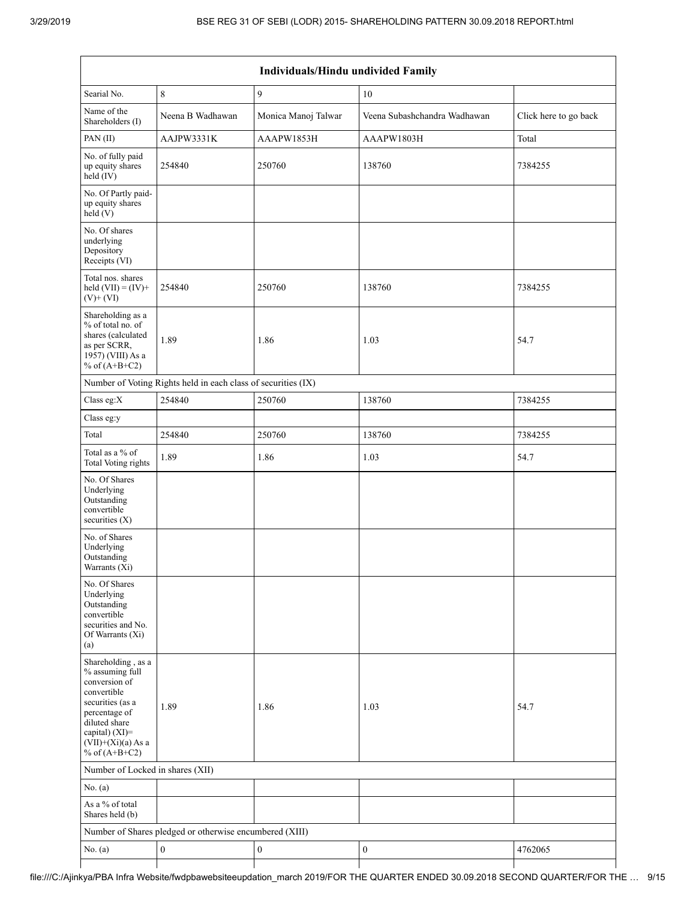| Individuals/Hindu undivided Family | | | | |
|---|---|---|---|---|
| Searial No. | 8 | 9 | 10 | |
| Name of the Shareholders (I) | Neena B Wadhawan | Monica Manoj Talwar | Veena Subashchandra Wadhawan | Click here to go back |
| PAN (II) | AAJPW3331K | AAAPW1853H | AAAPW1803H | Total |
| No. of fully paid up equity shares held (IV) | 254840 | 250760 | 138760 | 7384255 |
| No. Of Partly paid-up equity shares held (V) | | | | |
| No. Of shares underlying Depository Receipts (VI) | | | | |
| Total nos. shares held (VII) = (IV)+ (V)+ (VI) | 254840 | 250760 | 138760 | 7384255 |
| Shareholding as a % of total no. of shares (calculated as per SCRR, 1957) (VIII) As a % of (A+B+C2) | 1.89 | 1.86 | 1.03 | 54.7 |
| Number of Voting Rights held in each class of securities (IX) | | | | |
| Class eg:X | 254840 | 250760 | 138760 | 7384255 |
| Class eg:y | | | | |
| Total | 254840 | 250760 | 138760 | 7384255 |
| Total as a % of Total Voting rights | 1.89 | 1.86 | 1.03 | 54.7 |
| No. Of Shares Underlying Outstanding convertible securities (X) | | | | |
| No. of Shares Underlying Outstanding Warrants (Xi) | | | | |
| No. Of Shares Underlying Outstanding convertible securities and No. Of Warrants (Xi) (a) | | | | |
| Shareholding , as a % assuming full conversion of convertible securities (as a percentage of diluted share capital) (XI)= (VII)+(Xi)(a) As a % of (A+B+C2) | 1.89 | 1.86 | 1.03 | 54.7 |
| Number of Locked in shares (XII) | | | | |
| No. (a) | | | | |
| As a % of total Shares held (b) | | | | |
| Number of Shares pledged or otherwise encumbered (XIII) | | | | |
| No. (a) | 0 | 0 | 0 | 4762065 |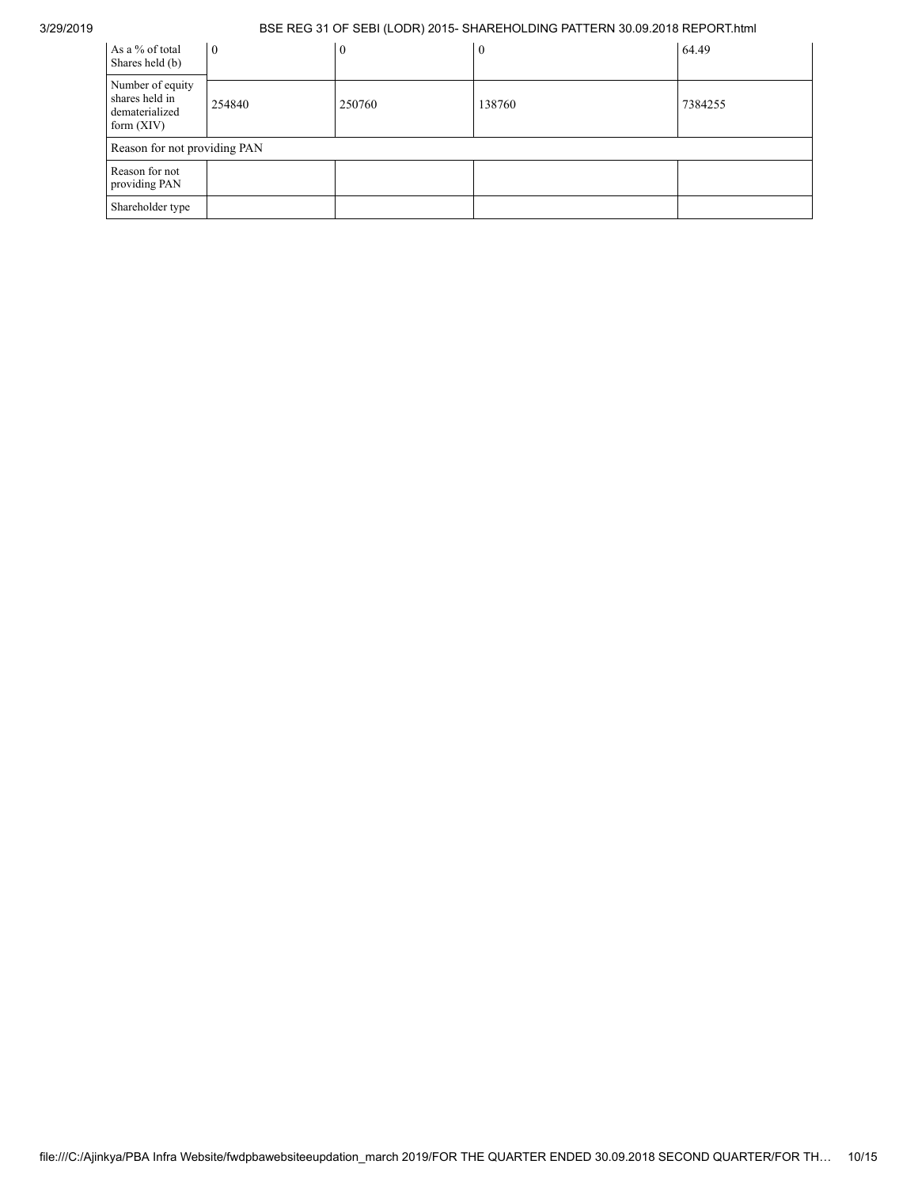| As a % of total Shares held (b) | 0 | 0 | 0 | 64.49 |
|---|---|---|---|---|
| Number of equity shares held in dematerialized form (XIV) | 254840 | 250760 | 138760 | 7384255 |
| Reason for not providing PAN | | | | |
| Reason for not providing PAN | | | | |
| Shareholder type | | | | |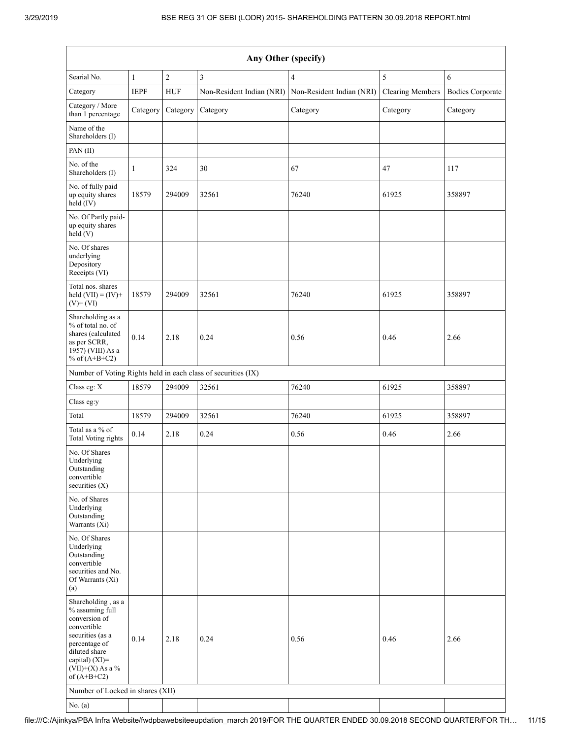| Any Other (specify) | | | | | | |
|---|---|---|---|---|---|---|
| Searial No. | 1 | 2 | 3 | 4 | 5 | 6 |
| Category | IEPF | HUF | Non-Resident Indian (NRI) | Non-Resident Indian (NRI) | Clearing Members | Bodies Corporate |
| Category / More than 1 percentage | Category | Category | Category | Category | Category | Category |
| Name of the Shareholders (I) | | | | | | |
| PAN (II) | | | | | | |
| No. of the Shareholders (I) | 1 | 324 | 30 | 67 | 47 | 117 |
| No. of fully paid up equity shares held (IV) | 18579 | 294009 | 32561 | 76240 | 61925 | 358897 |
| No. Of Partly paid-up equity shares held (V) | | | | | | |
| No. Of shares underlying Depository Receipts (VI) | | | | | | |
| Total nos. shares held (VII) = (IV)+ (V)+ (VI) | 18579 | 294009 | 32561 | 76240 | 61925 | 358897 |
| Shareholding as a % of total no. of shares (calculated as per SCRR, 1957) (VIII) As a % of (A+B+C2) | 0.14 | 2.18 | 0.24 | 0.56 | 0.46 | 2.66 |
| Number of Voting Rights held in each class of securities (IX) | | | | | | |
| Class eg: X | 18579 | 294009 | 32561 | 76240 | 61925 | 358897 |
| Class eg:y | | | | | | |
| Total | 18579 | 294009 | 32561 | 76240 | 61925 | 358897 |
| Total as a % of Total Voting rights | 0.14 | 2.18 | 0.24 | 0.56 | 0.46 | 2.66 |
| No. Of Shares Underlying Outstanding convertible securities (X) | | | | | | |
| No. of Shares Underlying Outstanding Warrants (Xi) | | | | | | |
| No. Of Shares Underlying Outstanding convertible securities and No. Of Warrants (Xi) (a) | | | | | | |
| Shareholding , as a % assuming full conversion of convertible securities (as a percentage of diluted share capital) (XI)= (VII)+(X) As a % of (A+B+C2) | 0.14 | 2.18 | 0.24 | 0.56 | 0.46 | 2.66 |
| Number of Locked in shares (XII) | | | | | | |
| No. (a) | | | | | | |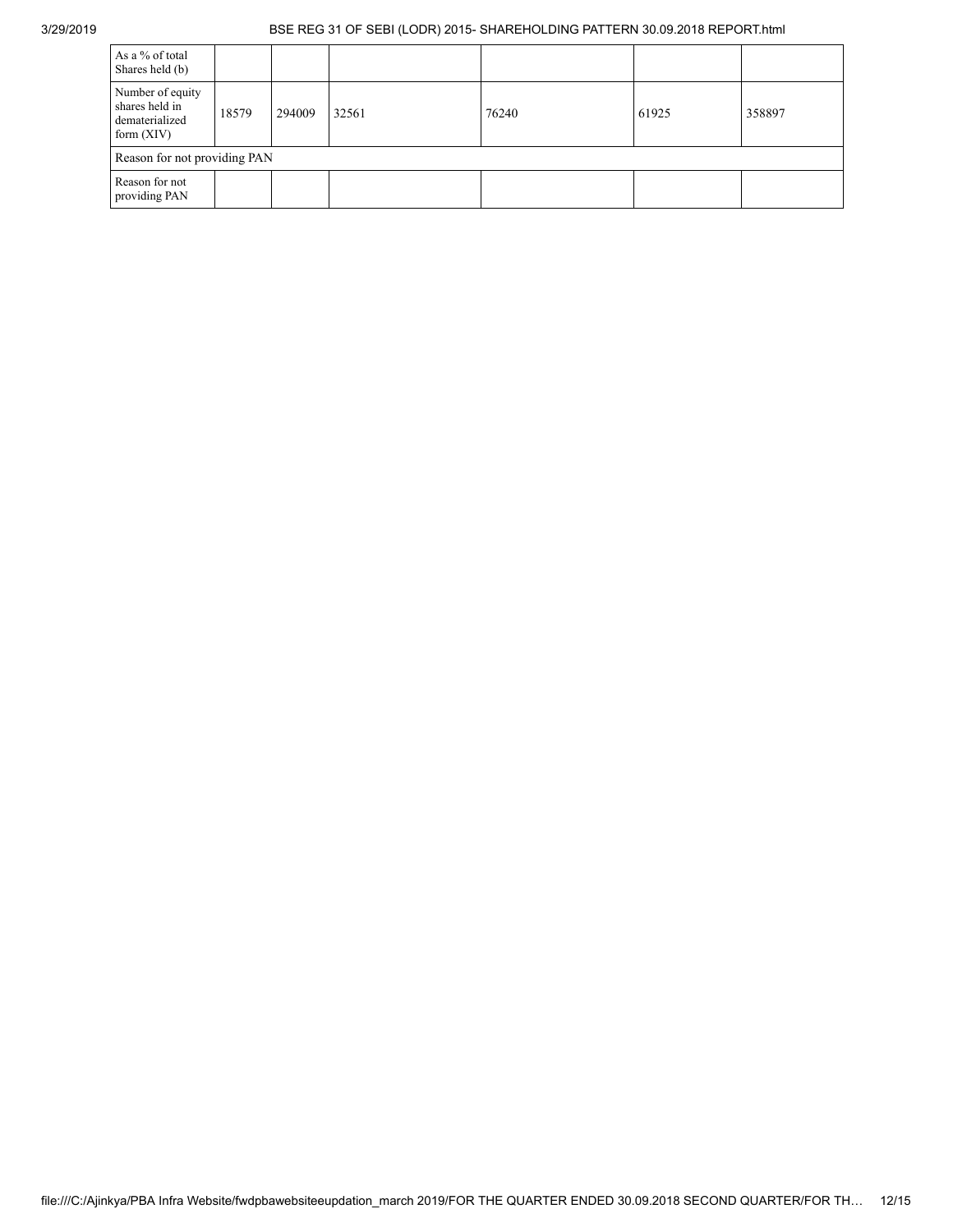| | | | | | | |
|---|---|---|---|---|---|---|
| As a % of total Shares held (b) | | | | | | |
| Number of equity shares held in dematerialized form (XIV) | 18579 | 294009 | 32561 | 76240 | 61925 | 358897 |
| Reason for not providing PAN | | | | | | |
| Reason for not providing PAN | | | | | | |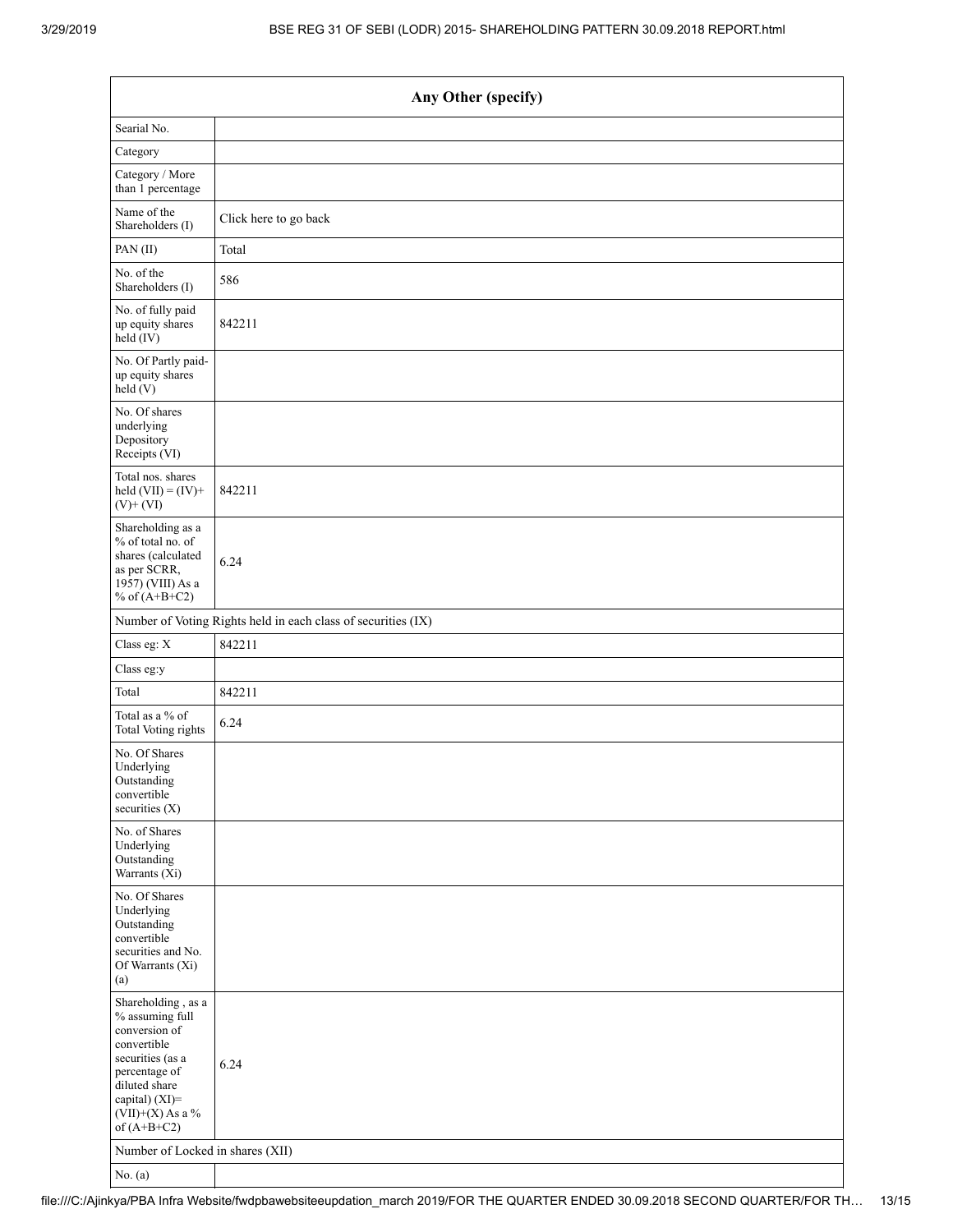| Any Other (specify) | |
|---|---|
| Searial No. | |
| Category | |
| Category / More than 1 percentage | |
| Name of the Shareholders (I) | Click here to go back |
| PAN (II) | Total |
| No. of the Shareholders (I) | 586 |
| No. of fully paid up equity shares held (IV) | 842211 |
| No. Of Partly paid-up equity shares held (V) | |
| No. Of shares underlying Depository Receipts (VI) | |
| Total nos. shares held (VII) = (IV)+ (V)+ (VI) | 842211 |
| Shareholding as a % of total no. of shares (calculated as per SCRR, 1957) (VIII) As a % of (A+B+C2) | 6.24 |
| Number of Voting Rights held in each class of securities (IX) | |
| Class eg: X | 842211 |
| Class eg:y | |
| Total | 842211 |
| Total as a % of Total Voting rights | 6.24 |
| No. Of Shares Underlying Outstanding convertible securities (X) | |
| No. of Shares Underlying Outstanding Warrants (Xi) | |
| No. Of Shares Underlying Outstanding convertible securities and No. Of Warrants (Xi) (a) | |
| Shareholding , as a % assuming full conversion of convertible securities (as a percentage of diluted share capital) (XI)= (VII)+(X) As a % of (A+B+C2) | 6.24 |
| Number of Locked in shares (XII) | |
| No. (a) | |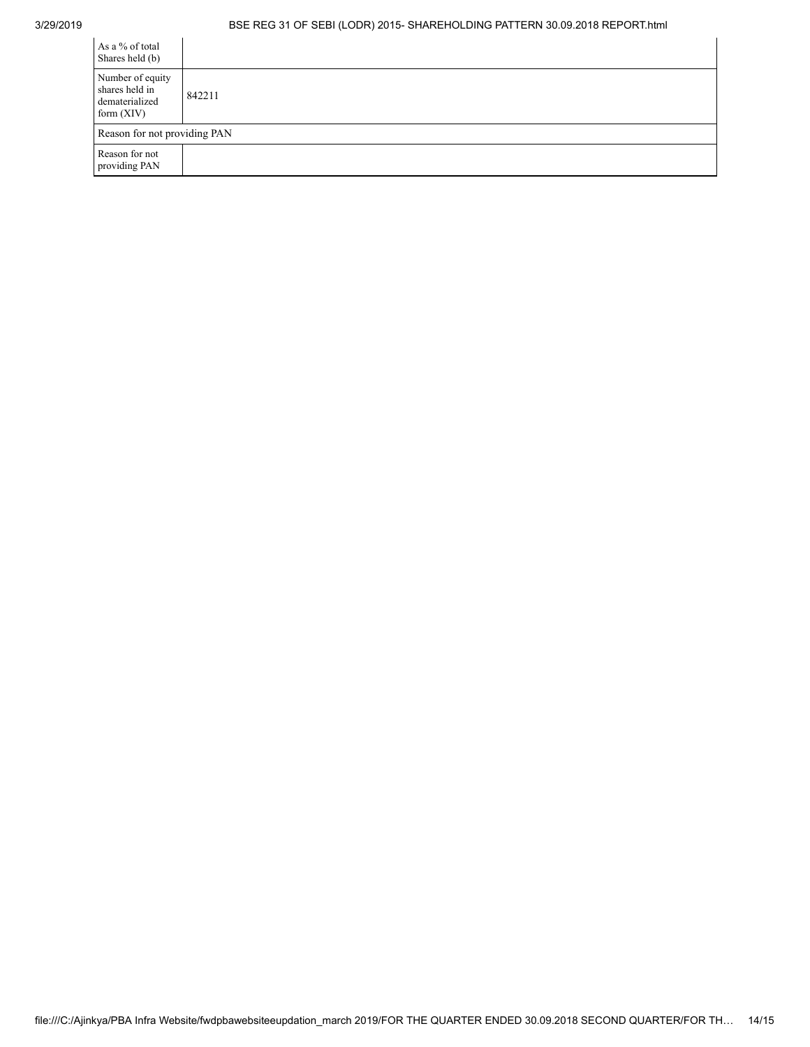| | |
|---|---|
| As a % of total Shares held (b) | |
| Number of equity shares held in dematerialized form (XIV) | 842211 |
| Reason for not providing PAN | |
| Reason for not providing PAN | |